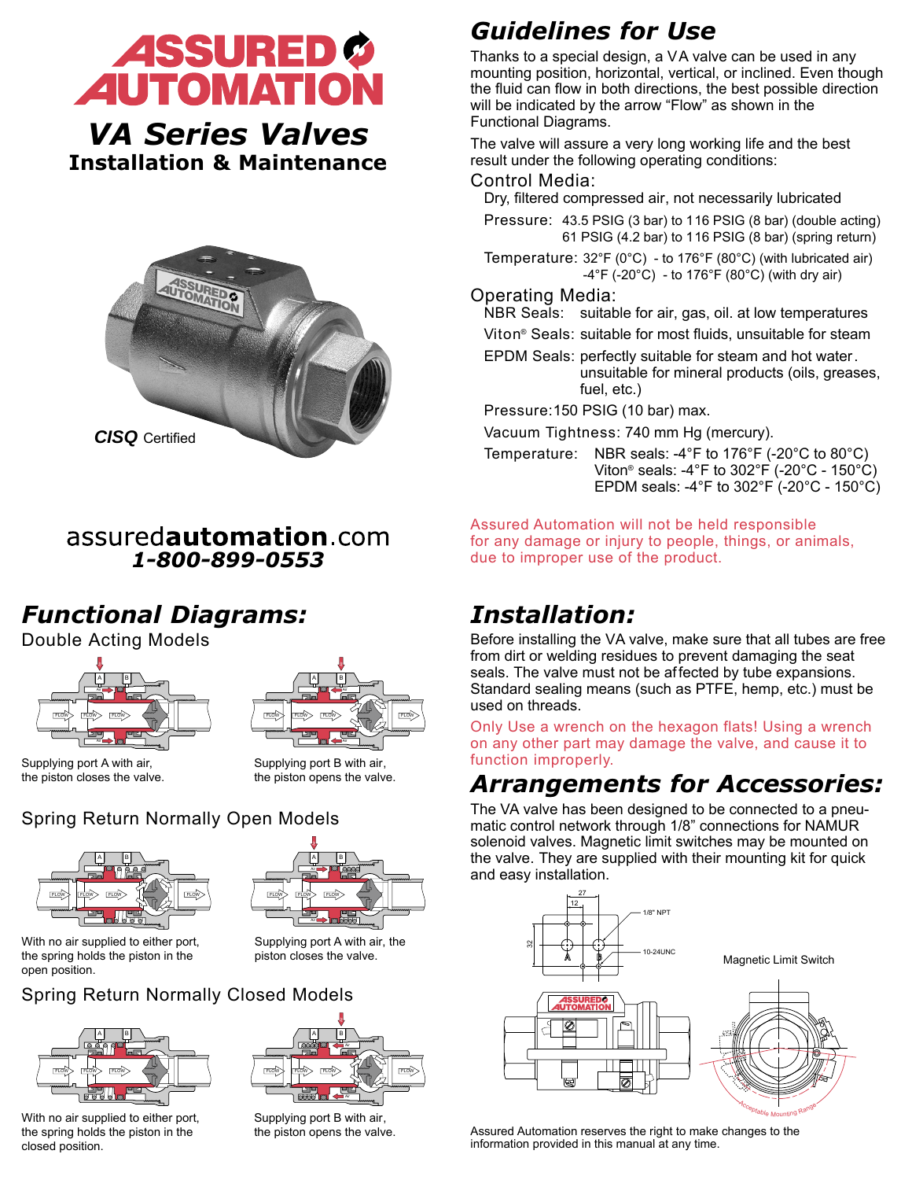# ASSURED AUTOMATION

## VA Series Valves

### Installation & Maintenance

*CISQ* Certified

assured**automation**.com
***1-800-899-0553***

## Functional Diagrams:

### Double Acting Models

Supplying port A with air, the piston closes the valve.

Supplying port B with air, the piston opens the valve.

### Spring Return Normally Open Models

With no air supplied to either port, the spring holds the piston in the open position.

Supplying port A with air, the piston closes the valve.

### Spring Return Normally Closed Models

With no air supplied to either port, the spring holds the piston in the closed position.

Supplying port B with air, the piston opens the valve.

## Guidelines for Use

Thanks to a special design, a VA valve can be used in any mounting position, horizontal, vertical, or inclined. Even though the fluid can flow in both directions, the best possible direction will be indicated by the arrow "Flow" as shown in the Functional Diagrams.

The valve will assure a very long working life and the best result under the following operating conditions:

### Control Media:

Dry, filtered compressed air, not necessarily lubricated

Pressure: 43.5 PSIG (3 bar) to 116 PSIG (8 bar) (double acting)
61 PSIG (4.2 bar) to 116 PSIG (8 bar) (spring return)

Temperature: 32°F (0°C) - to 176°F (80°C) (with lubricated air)
-4°F (-20°C) - to 176°F (80°C) (with dry air)

### Operating Media:

NBR Seals: suitable for air, gas, oil. at low temperatures

Viton® Seals: suitable for most fluids, unsuitable for steam

EPDM Seals: perfectly suitable for steam and hot water. unsuitable for mineral products (oils, greases, fuel, etc.)

Pressure: 150 PSIG (10 bar) max.

Vacuum Tightness: 740 mm Hg (mercury).

Temperature: NBR seals: -4°F to 176°F (-20°C to 80°C)
Viton® seals: -4°F to 302°F (-20°C - 150°C)
EPDM seals: -4°F to 302°F (-20°C - 150°C)

Assured Automation will not be held responsible for any damage or injury to people, things, or animals, due to improper use of the product.

## Installation:

Before installing the VA valve, make sure that all tubes are free from dirt or welding residues to prevent damaging the seat seals. The valve must not be affected by tube expansions. Standard sealing means (such as PTFE, hemp, etc.) must be used on threads.

Only Use a wrench on the hexagon flats! Using a wrench on any other part may damage the valve, and cause it to function improperly.

## Arrangements for Accessories:

The VA valve has been designed to be connected to a pneumatic control network through 1/8" connections for NAMUR solenoid valves. Magnetic limit switches may be mounted on the valve. They are supplied with their mounting kit for quick and easy installation.

27 12 32 1/8" NPT 10-24UNC A B

Magnetic Limit Switch

Acceptable Mounting Range

Assured Automation reserves the right to make changes to the information provided in this manual at any time.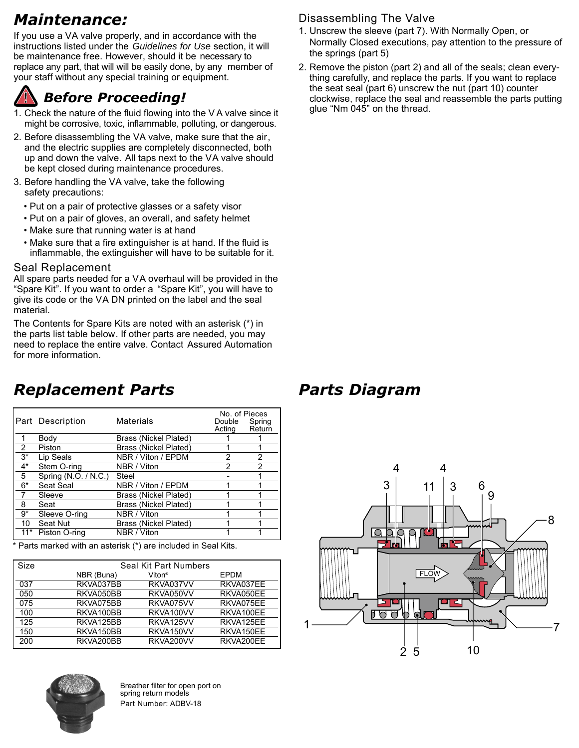# Maintenance:

If you use a VA valve properly, and in accordance with the instructions listed under the *Guidelines for Use* section, it will be maintenance free. However, should it be necessary to replace any part, that will will be easily done, by any member of your staff without any special training or equipment.

## Before Proceeding!

1. Check the nature of the fluid flowing into the V A valve since it might be corrosive, toxic, inflammable, polluting, or dangerous.
2. Before disassembling the VA valve, make sure that the air, and the electric supplies are completely disconnected, both up and down the valve. All taps next to the VA valve should be kept closed during maintenance procedures.
3. Before handling the VA valve, take the following safety precautions:
   - Put on a pair of protective glasses or a safety visor
   - Put on a pair of gloves, an overall, and safety helmet
   - Make sure that running water is at hand
   - Make sure that a fire extinguisher is at hand. If the fluid is inflammable, the extinguisher will have to be suitable for it.

### Seal Replacement

All spare parts needed for a VA overhaul will be provided in the "Spare Kit". If you want to order a "Spare Kit", you will have to give its code or the VA DN printed on the label and the seal material.

The Contents for Spare Kits are noted with an asterisk (*) in the parts list table below. If other parts are needed, you may need to replace the entire valve. Contact Assured Automation for more information.

### Disassembling The Valve

1. Unscrew the sleeve (part 7). With Normally Open, or Normally Closed executions, pay attention to the pressure of the springs (part 5)
2. Remove the piston (part 2) and all of the seals; clean everything carefully, and replace the parts. If you want to replace the seat seal (part 6) unscrew the nut (part 10) counter clockwise, replace the seal and reassemble the parts putting glue "Nm 045" on the thread.

# Replacement Parts

| Part | Description | Materials | No. of Pieces Double Acting | No. of Pieces Spring Return |
|---|---|---|---|---|
| 1 | Body | Brass (Nickel Plated) | 1 | 1 |
| 2 | Piston | Brass (Nickel Plated) | 1 | 1 |
| 3* | Lip Seals | NBR / Viton / EPDM | 2 | 2 |
| 4* | Stem O-ring | NBR / Viton | 2 | 2 |
| 5 | Spring (N.O. / N.C.) | Steel | - | 1 |
| 6* | Seat Seal | NBR / Viton / EPDM | 1 | 1 |
| 7 | Sleeve | Brass (Nickel Plated) | 1 | 1 |
| 8 | Seat | Brass (Nickel Plated) | 1 | 1 |
| 9* | Sleeve O-ring | NBR / Viton | 1 | 1 |
| 10 | Seat Nut | Brass (Nickel Plated) | 1 | 1 |
| 11* | Piston O-ring | NBR / Viton | 1 | 1 |

* Parts marked with an asterisk (*) are included in Seal Kits.

| Size | Seal Kit Part Numbers | | |
|---|---|---|---|
| | NBR (Buna) | Viton® | EPDM |
| 037 | RKVA037BB | RKVA037VV | RKVA037EE |
| 050 | RKVA050BB | RKVA050VV | RKVA050EE |
| 075 | RKVA075BB | RKVA075VV | RKVA075EE |
| 100 | RKVA100BB | RKVA100VV | RKVA100EE |
| 125 | RKVA125BB | RKVA125VV | RKVA125EE |
| 150 | RKVA150BB | RKVA150VV | RKVA150EE |
| 200 | RKVA200BB | RKVA200VV | RKVA200EE |

Breather filter for open port on spring return models
Part Number: ADBV-18

# Parts Diagram

4 4
3 11 3 6
9
8
FLOW
1 7
2 5 10